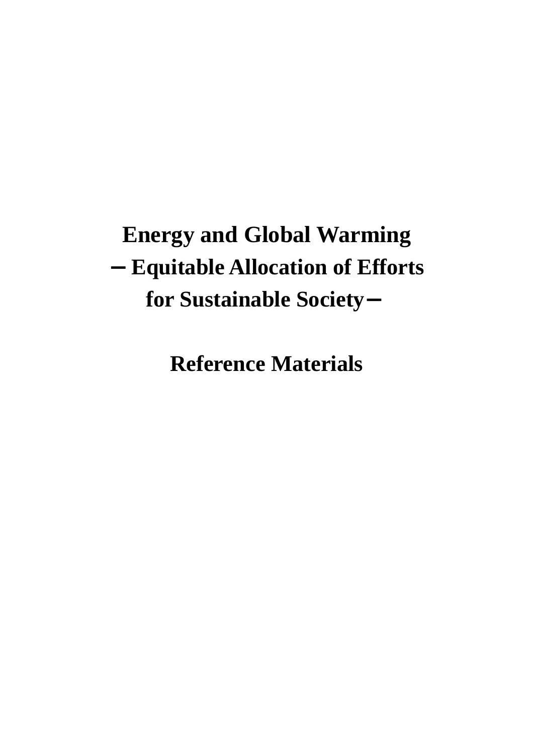# Energy and Global Warming
## ─ Equitable Allocation of Efforts for Sustainable Society ─

## Reference Materials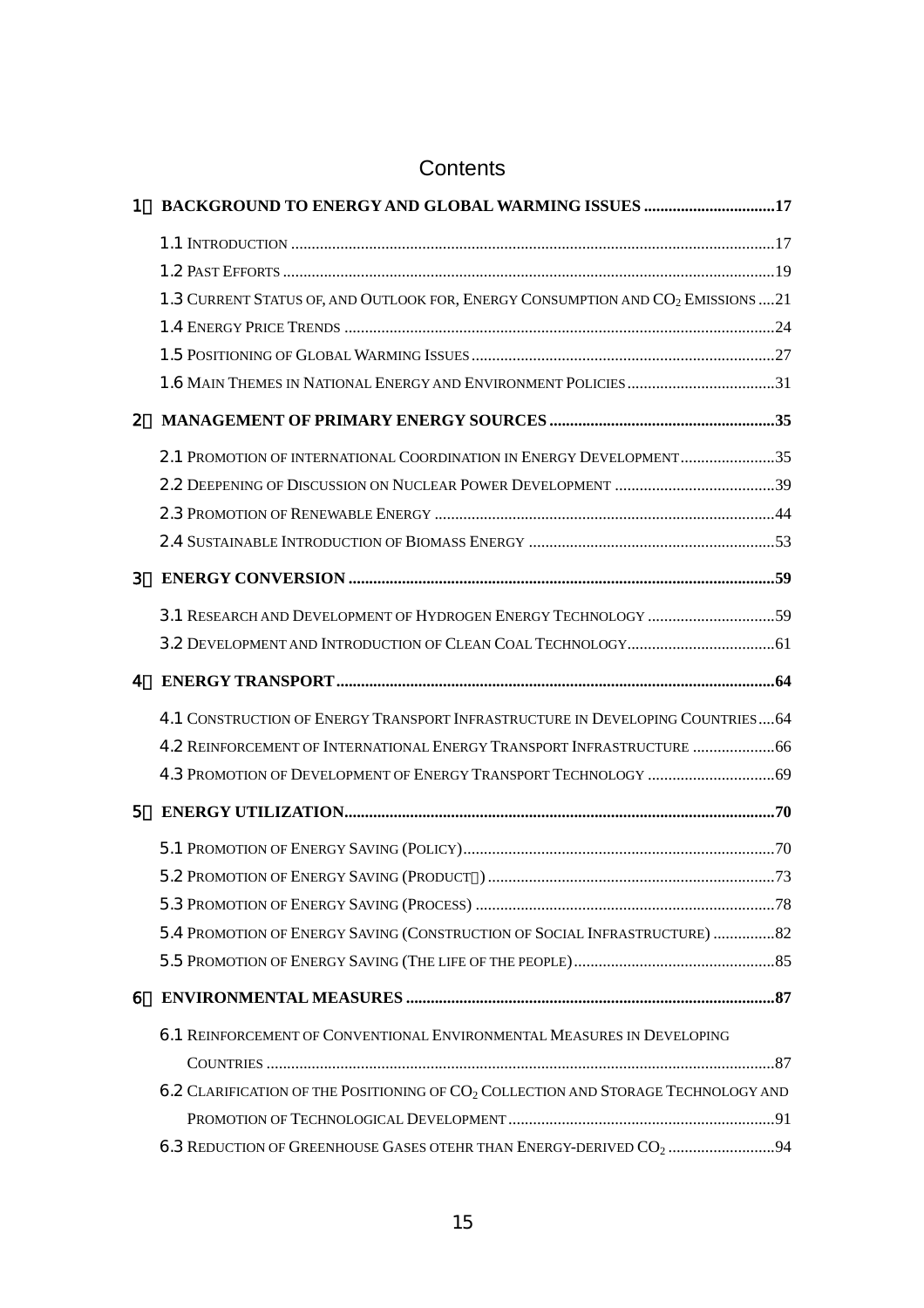# Contents

**1 BACKGROUND TO ENERGY AND GLOBAL WARMING ISSUES ................................17**

- 1.1 INTRODUCTION ....................................................................................................17
- 1.2 PAST EFFORTS ......................................................................................................19
- 1.3 CURRENT STATUS OF, AND OUTLOOK FOR, ENERGY CONSUMPTION AND $CO_2$ EMISSIONS ....21
- 1.4 ENERGY PRICE TRENDS ........................................................................................24
- 1.5 POSITIONING OF GLOBAL WARMING ISSUES .........................................................27
- 1.6 MAIN THEMES IN NATIONAL ENERGY AND ENVIRONMENT POLICIES ....................................31

**2 MANAGEMENT OF PRIMARY ENERGY SOURCES .......................................................35**

- 2.1 PROMOTION OF INTERNATIONAL COORDINATION IN ENERGY DEVELOPMENT.......................35
- 2.2 DEEPENING OF DISCUSSION ON NUCLEAR POWER DEVELOPMENT .......................................39
- 2.3 PROMOTION OF RENEWABLE ENERGY ..................................................................................44
- 2.4 SUSTAINABLE INTRODUCTION OF BIOMASS ENERGY ............................................................53

**3 ENERGY CONVERSION .......................................................................................................59**

- 3.1 RESEARCH AND DEVELOPMENT OF HYDROGEN ENERGY TECHNOLOGY ...............................59
- 3.2 DEVELOPMENT AND INTRODUCTION OF CLEAN COAL TECHNOLOGY....................................61

**4 ENERGY TRANSPORT..........................................................................................................64**

- 4.1 CONSTRUCTION OF ENERGY TRANSPORT INFRASTRUCTURE IN DEVELOPING COUNTRIES....64
- 4.2 REINFORCEMENT OF INTERNATIONAL ENERGY TRANSPORT INFRASTRUCTURE ....................66
- 4.3 PROMOTION OF DEVELOPMENT OF ENERGY TRANSPORT TECHNOLOGY ...............................69

**5 ENERGY UTILIZATION.........................................................................................................70**

- 5.1 PROMOTION OF ENERGY SAVING (POLICY)...........................................................................70
- 5.2 PROMOTION OF ENERGY SAVING (PRODUCT) .....................................................................73
- 5.3 PROMOTION OF ENERGY SAVING (PROCESS) ........................................................................78
- 5.4 PROMOTION OF ENERGY SAVING (CONSTRUCTION OF SOCIAL INFRASTRUCTURE) ...............82
- 5.5 PROMOTION OF ENERGY SAVING (THE LIFE OF THE PEOPLE)................................................85

**6 ENVIRONMENTAL MEASURES ..........................................................................................87**

- 6.1 REINFORCEMENT OF CONVENTIONAL ENVIRONMENTAL MEASURES IN DEVELOPING COUNTRIES ..........................................................................................................................87
- 6.2 CLARIFICATION OF THE POSITIONING OF $CO_2$ COLLECTION AND STORAGE TECHNOLOGY AND PROMOTION OF TECHNOLOGICAL DEVELOPMENT................................................................91
- 6.3 REDUCTION OF GREENHOUSE GASES OTEHR THAN ENERGY-DERIVED $CO_2$ ..........................94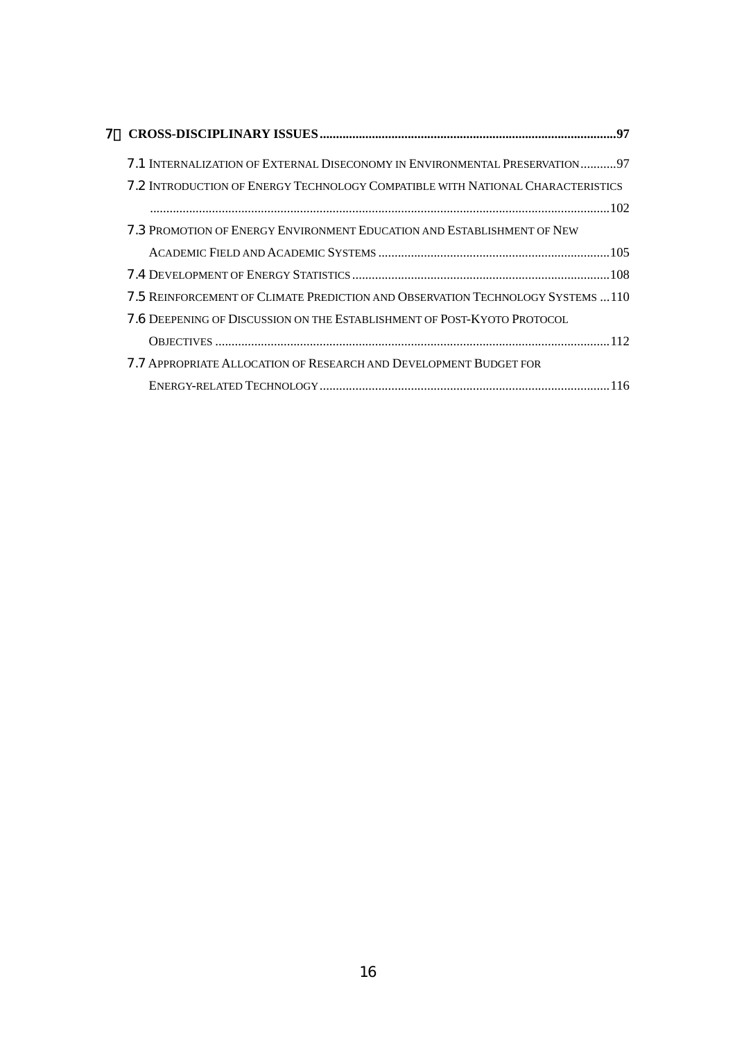7 CROSS-DISCIPLINARY ISSUES ........................................................................................97

- 7.1 INTERNALIZATION OF EXTERNAL DISECONOMY IN ENVIRONMENTAL PRESERVATION...........97
- 7.2 INTRODUCTION OF ENERGY TECHNOLOGY COMPATIBLE WITH NATIONAL CHARACTERISTICS ..........................................................................................................................................102
- 7.3 PROMOTION OF ENERGY ENVIRONMENT EDUCATION AND ESTABLISHMENT OF NEW ACADEMIC FIELD AND ACADEMIC SYSTEMS .......................................................................105
- 7.4 DEVELOPMENT OF ENERGY STATISTICS ...............................................................................108
- 7.5 REINFORCEMENT OF CLIMATE PREDICTION AND OBSERVATION TECHNOLOGY SYSTEMS ...110
- 7.6 DEEPENING OF DISCUSSION ON THE ESTABLISHMENT OF POST-KYOTO PROTOCOL OBJECTIVES .......................................................................................................................112
- 7.7 APPROPRIATE ALLOCATION OF RESEARCH AND DEVELOPMENT BUDGET FOR ENERGY-RELATED TECHNOLOGY .........................................................................................116